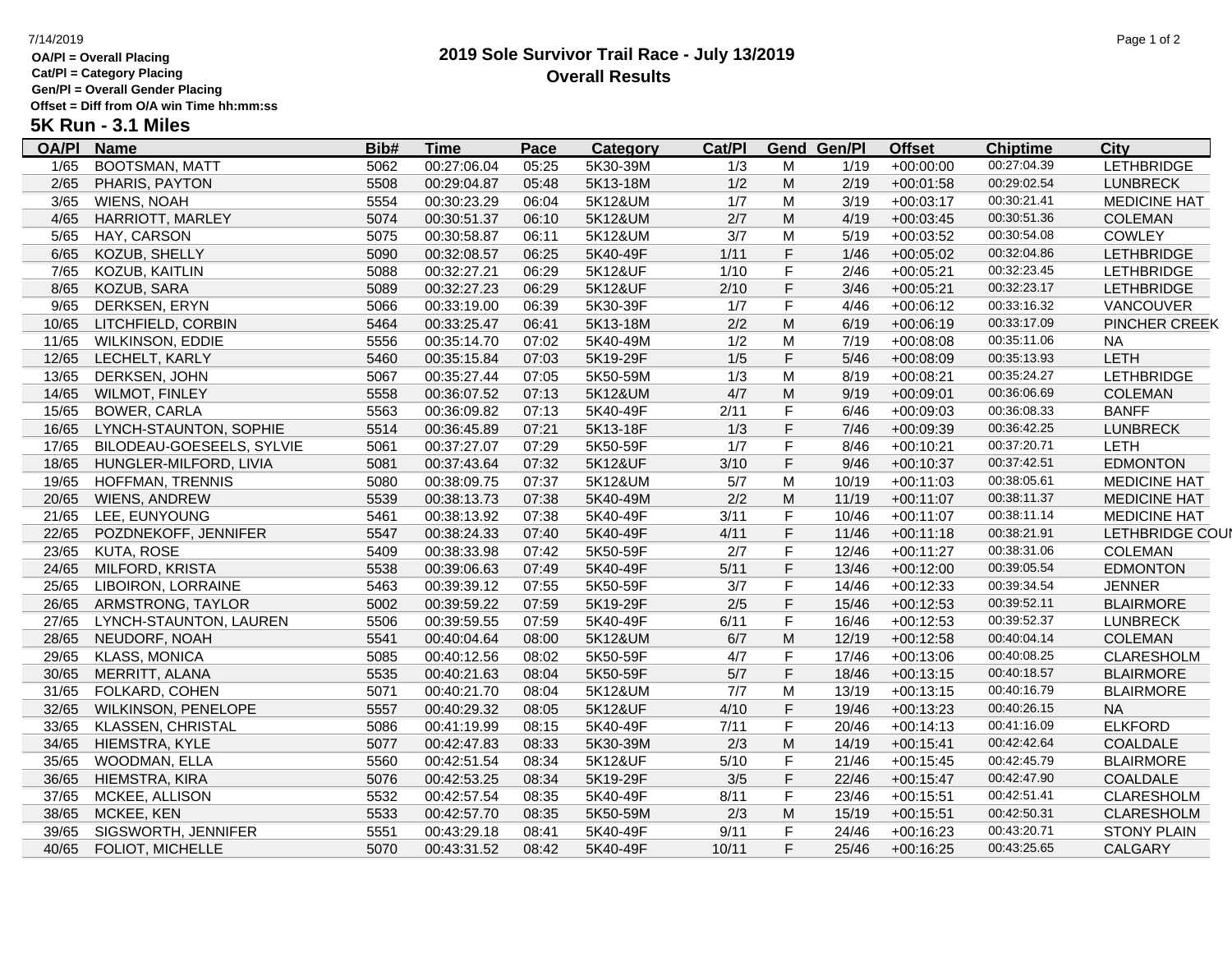# 2019 Sole Survivor Trail Race - July 13/2019

## Overall Results

**OA/Pl = Overall Placing**
**Cat/Pl = Category Placing**
**Gen/Pl = Overall Gender Placing**
**Offset = Diff from O/A win Time hh:mm:ss**

### 5K Run - 3.1 Miles

| OA/Pl | Name | Bib# | Time | Pace | Category | Cat/Pl | Gend | Gen/Pl | Offset | Chiptime | City |
|---|---|---|---|---|---|---|---|---|---|---|---|
| 1/65 | BOOTSMAN, MATT | 5062 | 00:27:06.04 | 05:25 | 5K30-39M | 1/3 | M | 1/19 | +00:00:00 | 00:27:04.39 | LETHBRIDGE |
| 2/65 | PHARIS, PAYTON | 5508 | 00:29:04.87 | 05:48 | 5K13-18M | 1/2 | M | 2/19 | +00:01:58 | 00:29:02.54 | LUNBRECK |
| 3/65 | WIENS, NOAH | 5554 | 00:30:23.29 | 06:04 | 5K12&UM | 1/7 | M | 3/19 | +00:03:17 | 00:30:21.41 | MEDICINE HAT |
| 4/65 | HARRIOTT, MARLEY | 5074 | 00:30:51.37 | 06:10 | 5K12&UM | 2/7 | M | 4/19 | +00:03:45 | 00:30:51.36 | COLEMAN |
| 5/65 | HAY, CARSON | 5075 | 00:30:58.87 | 06:11 | 5K12&UM | 3/7 | M | 5/19 | +00:03:52 | 00:30:54.08 | COWLEY |
| 6/65 | KOZUB, SHELLY | 5090 | 00:32:08.57 | 06:25 | 5K40-49F | 1/11 | F | 1/46 | +00:05:02 | 00:32:04.86 | LETHBRIDGE |
| 7/65 | KOZUB, KAITLIN | 5088 | 00:32:27.21 | 06:29 | 5K12&UF | 1/10 | F | 2/46 | +00:05:21 | 00:32:23.45 | LETHBRIDGE |
| 8/65 | KOZUB, SARA | 5089 | 00:32:27.23 | 06:29 | 5K12&UF | 2/10 | F | 3/46 | +00:05:21 | 00:32:23.17 | LETHBRIDGE |
| 9/65 | DERKSEN, ERYN | 5066 | 00:33:19.00 | 06:39 | 5K30-39F | 1/7 | F | 4/46 | +00:06:12 | 00:33:16.32 | VANCOUVER |
| 10/65 | LITCHFIELD, CORBIN | 5464 | 00:33:25.47 | 06:41 | 5K13-18M | 2/2 | M | 6/19 | +00:06:19 | 00:33:17.09 | PINCHER CREEK |
| 11/65 | WILKINSON, EDDIE | 5556 | 00:35:14.70 | 07:02 | 5K40-49M | 1/2 | M | 7/19 | +00:08:08 | 00:35:11.06 | NA |
| 12/65 | LECHELT, KARLY | 5460 | 00:35:15.84 | 07:03 | 5K19-29F | 1/5 | F | 5/46 | +00:08:09 | 00:35:13.93 | LETH |
| 13/65 | DERKSEN, JOHN | 5067 | 00:35:27.44 | 07:05 | 5K50-59M | 1/3 | M | 8/19 | +00:08:21 | 00:35:24.27 | LETHBRIDGE |
| 14/65 | WILMOT, FINLEY | 5558 | 00:36:07.52 | 07:13 | 5K12&UM | 4/7 | M | 9/19 | +00:09:01 | 00:36:06.69 | COLEMAN |
| 15/65 | BOWER, CARLA | 5563 | 00:36:09.82 | 07:13 | 5K40-49F | 2/11 | F | 6/46 | +00:09:03 | 00:36:08.33 | BANFF |
| 16/65 | LYNCH-STAUNTON, SOPHIE | 5514 | 00:36:45.89 | 07:21 | 5K13-18F | 1/3 | F | 7/46 | +00:09:39 | 00:36:42.25 | LUNBRECK |
| 17/65 | BILODEAU-GOESEELS, SYLVIE | 5061 | 00:37:27.07 | 07:29 | 5K50-59F | 1/7 | F | 8/46 | +00:10:21 | 00:37:20.71 | LETH |
| 18/65 | HUNGLER-MILFORD, LIVIA | 5081 | 00:37:43.64 | 07:32 | 5K12&UF | 3/10 | F | 9/46 | +00:10:37 | 00:37:42.51 | EDMONTON |
| 19/65 | HOFFMAN, TRENNIS | 5080 | 00:38:09.75 | 07:37 | 5K12&UM | 5/7 | M | 10/19 | +00:11:03 | 00:38:05.61 | MEDICINE HAT |
| 20/65 | WIENS, ANDREW | 5539 | 00:38:13.73 | 07:38 | 5K40-49M | 2/2 | M | 11/19 | +00:11:07 | 00:38:11.37 | MEDICINE HAT |
| 21/65 | LEE, EUNYOUNG | 5461 | 00:38:13.92 | 07:38 | 5K40-49F | 3/11 | F | 10/46 | +00:11:07 | 00:38:11.14 | MEDICINE HAT |
| 22/65 | POZDNEKOFF, JENNIFER | 5547 | 00:38:24.33 | 07:40 | 5K40-49F | 4/11 | F | 11/46 | +00:11:18 | 00:38:21.91 | LETHBRIDGE COU |
| 23/65 | KUTA, ROSE | 5409 | 00:38:33.98 | 07:42 | 5K50-59F | 2/7 | F | 12/46 | +00:11:27 | 00:38:31.06 | COLEMAN |
| 24/65 | MILFORD, KRISTA | 5538 | 00:39:06.63 | 07:49 | 5K40-49F | 5/11 | F | 13/46 | +00:12:00 | 00:39:05.54 | EDMONTON |
| 25/65 | LIBOIRON, LORRAINE | 5463 | 00:39:39.12 | 07:55 | 5K50-59F | 3/7 | F | 14/46 | +00:12:33 | 00:39:34.54 | JENNER |
| 26/65 | ARMSTRONG, TAYLOR | 5002 | 00:39:59.22 | 07:59 | 5K19-29F | 2/5 | F | 15/46 | +00:12:53 | 00:39:52.11 | BLAIRMORE |
| 27/65 | LYNCH-STAUNTON, LAUREN | 5506 | 00:39:59.55 | 07:59 | 5K40-49F | 6/11 | F | 16/46 | +00:12:53 | 00:39:52.37 | LUNBRECK |
| 28/65 | NEUDORF, NOAH | 5541 | 00:40:04.64 | 08:00 | 5K12&UM | 6/7 | M | 12/19 | +00:12:58 | 00:40:04.14 | COLEMAN |
| 29/65 | KLASS, MONICA | 5085 | 00:40:12.56 | 08:02 | 5K50-59F | 4/7 | F | 17/46 | +00:13:06 | 00:40:08.25 | CLARESHOLM |
| 30/65 | MERRITT, ALANA | 5535 | 00:40:21.63 | 08:04 | 5K50-59F | 5/7 | F | 18/46 | +00:13:15 | 00:40:18.57 | BLAIRMORE |
| 31/65 | FOLKARD, COHEN | 5071 | 00:40:21.70 | 08:04 | 5K12&UM | 7/7 | M | 13/19 | +00:13:15 | 00:40:16.79 | BLAIRMORE |
| 32/65 | WILKINSON, PENELOPE | 5557 | 00:40:29.32 | 08:05 | 5K12&UF | 4/10 | F | 19/46 | +00:13:23 | 00:40:26.15 | NA |
| 33/65 | KLASSEN, CHRISTAL | 5086 | 00:41:19.99 | 08:15 | 5K40-49F | 7/11 | F | 20/46 | +00:14:13 | 00:41:16.09 | ELKFORD |
| 34/65 | HIEMSTRA, KYLE | 5077 | 00:42:47.83 | 08:33 | 5K30-39M | 2/3 | M | 14/19 | +00:15:41 | 00:42:42.64 | COALDALE |
| 35/65 | WOODMAN, ELLA | 5560 | 00:42:51.54 | 08:34 | 5K12&UF | 5/10 | F | 21/46 | +00:15:45 | 00:42:45.79 | BLAIRMORE |
| 36/65 | HIEMSTRA, KIRA | 5076 | 00:42:53.25 | 08:34 | 5K19-29F | 3/5 | F | 22/46 | +00:15:47 | 00:42:47.90 | COALDALE |
| 37/65 | MCKEE, ALLISON | 5532 | 00:42:57.54 | 08:35 | 5K40-49F | 8/11 | F | 23/46 | +00:15:51 | 00:42:51.41 | CLARESHOLM |
| 38/65 | MCKEE, KEN | 5533 | 00:42:57.70 | 08:35 | 5K50-59M | 2/3 | M | 15/19 | +00:15:51 | 00:42:50.31 | CLARESHOLM |
| 39/65 | SIGSWORTH, JENNIFER | 5551 | 00:43:29.18 | 08:41 | 5K40-49F | 9/11 | F | 24/46 | +00:16:23 | 00:43:20.71 | STONY PLAIN |
| 40/65 | FOLIOT, MICHELLE | 5070 | 00:43:31.52 | 08:42 | 5K40-49F | 10/11 | F | 25/46 | +00:16:25 | 00:43:25.65 | CALGARY |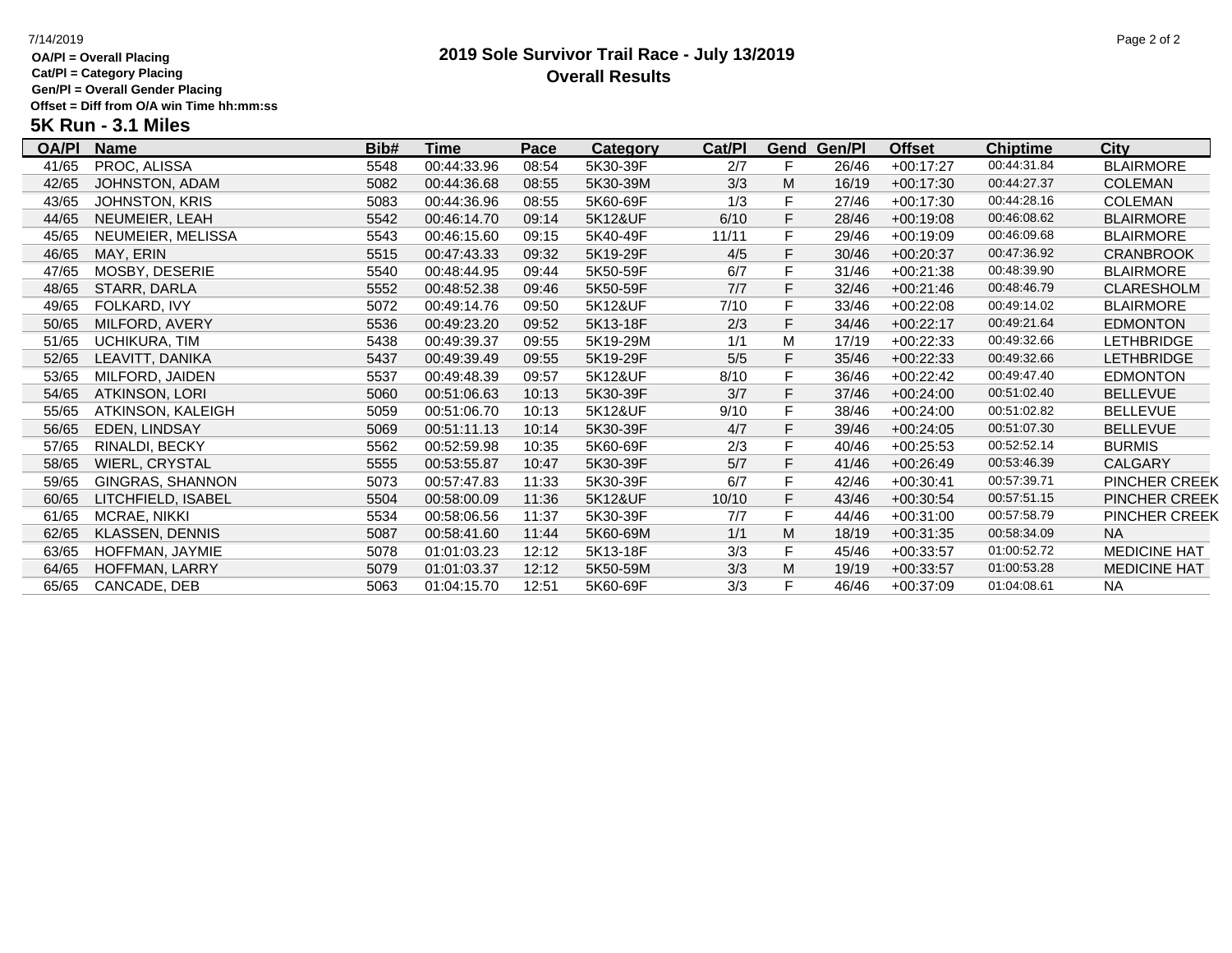OA/Pl = Overall Placing
Cat/Pl = Category Placing
Gen/Pl = Overall Gender Placing
Offset = Diff from O/A win Time hh:mm:ss

# 2019 Sole Survivor Trail Race - July 13/2019
## Overall Results

### 5K Run - 3.1 Miles

| OA/Pl | Name | Bib# | Time | Pace | Category | Cat/Pl | Gend | Gen/Pl | Offset | Chiptime | City |
|---|---|---|---|---|---|---|---|---|---|---|---|
| 41/65 | PROC, ALISSA | 5548 | 00:44:33.96 | 08:54 | 5K30-39F | 2/7 | F | 26/46 | +00:17:27 | 00:44:31.84 | BLAIRMORE |
| 42/65 | JOHNSTON, ADAM | 5082 | 00:44:36.68 | 08:55 | 5K30-39M | 3/3 | M | 16/19 | +00:17:30 | 00:44:27.37 | COLEMAN |
| 43/65 | JOHNSTON, KRIS | 5083 | 00:44:36.96 | 08:55 | 5K60-69F | 1/3 | F | 27/46 | +00:17:30 | 00:44:28.16 | COLEMAN |
| 44/65 | NEUMEIER, LEAH | 5542 | 00:46:14.70 | 09:14 | 5K12&UF | 6/10 | F | 28/46 | +00:19:08 | 00:46:08.62 | BLAIRMORE |
| 45/65 | NEUMEIER, MELISSA | 5543 | 00:46:15.60 | 09:15 | 5K40-49F | 11/11 | F | 29/46 | +00:19:09 | 00:46:09.68 | BLAIRMORE |
| 46/65 | MAY, ERIN | 5515 | 00:47:43.33 | 09:32 | 5K19-29F | 4/5 | F | 30/46 | +00:20:37 | 00:47:36.92 | CRANBROOK |
| 47/65 | MOSBY, DESERIE | 5540 | 00:48:44.95 | 09:44 | 5K50-59F | 6/7 | F | 31/46 | +00:21:38 | 00:48:39.90 | BLAIRMORE |
| 48/65 | STARR, DARLA | 5552 | 00:48:52.38 | 09:46 | 5K50-59F | 7/7 | F | 32/46 | +00:21:46 | 00:48:46.79 | CLARESHOLM |
| 49/65 | FOLKARD, IVY | 5072 | 00:49:14.76 | 09:50 | 5K12&UF | 7/10 | F | 33/46 | +00:22:08 | 00:49:14.02 | BLAIRMORE |
| 50/65 | MILFORD, AVERY | 5536 | 00:49:23.20 | 09:52 | 5K13-18F | 2/3 | F | 34/46 | +00:22:17 | 00:49:21.64 | EDMONTON |
| 51/65 | UCHIKURA, TIM | 5438 | 00:49:39.37 | 09:55 | 5K19-29M | 1/1 | M | 17/19 | +00:22:33 | 00:49:32.66 | LETHBRIDGE |
| 52/65 | LEAVITT, DANIKA | 5437 | 00:49:39.49 | 09:55 | 5K19-29F | 5/5 | F | 35/46 | +00:22:33 | 00:49:32.66 | LETHBRIDGE |
| 53/65 | MILFORD, JAIDEN | 5537 | 00:49:48.39 | 09:57 | 5K12&UF | 8/10 | F | 36/46 | +00:22:42 | 00:49:47.40 | EDMONTON |
| 54/65 | ATKINSON, LORI | 5060 | 00:51:06.63 | 10:13 | 5K30-39F | 3/7 | F | 37/46 | +00:24:00 | 00:51:02.40 | BELLEVUE |
| 55/65 | ATKINSON, KALEIGH | 5059 | 00:51:06.70 | 10:13 | 5K12&UF | 9/10 | F | 38/46 | +00:24:00 | 00:51:02.82 | BELLEVUE |
| 56/65 | EDEN, LINDSAY | 5069 | 00:51:11.13 | 10:14 | 5K30-39F | 4/7 | F | 39/46 | +00:24:05 | 00:51:07.30 | BELLEVUE |
| 57/65 | RINALDI, BECKY | 5562 | 00:52:59.98 | 10:35 | 5K60-69F | 2/3 | F | 40/46 | +00:25:53 | 00:52:52.14 | BURMIS |
| 58/65 | WIERL, CRYSTAL | 5555 | 00:53:55.87 | 10:47 | 5K30-39F | 5/7 | F | 41/46 | +00:26:49 | 00:53:46.39 | CALGARY |
| 59/65 | GINGRAS, SHANNON | 5073 | 00:57:47.83 | 11:33 | 5K30-39F | 6/7 | F | 42/46 | +00:30:41 | 00:57:39.71 | PINCHER CREEK |
| 60/65 | LITCHFIELD, ISABEL | 5504 | 00:58:00.09 | 11:36 | 5K12&UF | 10/10 | F | 43/46 | +00:30:54 | 00:57:51.15 | PINCHER CREEK |
| 61/65 | MCRAE, NIKKI | 5534 | 00:58:06.56 | 11:37 | 5K30-39F | 7/7 | F | 44/46 | +00:31:00 | 00:57:58.79 | PINCHER CREEK |
| 62/65 | KLASSEN, DENNIS | 5087 | 00:58:41.60 | 11:44 | 5K60-69M | 1/1 | M | 18/19 | +00:31:35 | 00:58:34.09 | NA |
| 63/65 | HOFFMAN, JAYMIE | 5078 | 01:01:03.23 | 12:12 | 5K13-18F | 3/3 | F | 45/46 | +00:33:57 | 01:00:52.72 | MEDICINE HAT |
| 64/65 | HOFFMAN, LARRY | 5079 | 01:01:03.37 | 12:12 | 5K50-59M | 3/3 | M | 19/19 | +00:33:57 | 01:00:53.28 | MEDICINE HAT |
| 65/65 | CANCADE, DEB | 5063 | 01:04:15.70 | 12:51 | 5K60-69F | 3/3 | F | 46/46 | +00:37:09 | 01:04:08.61 | NA |